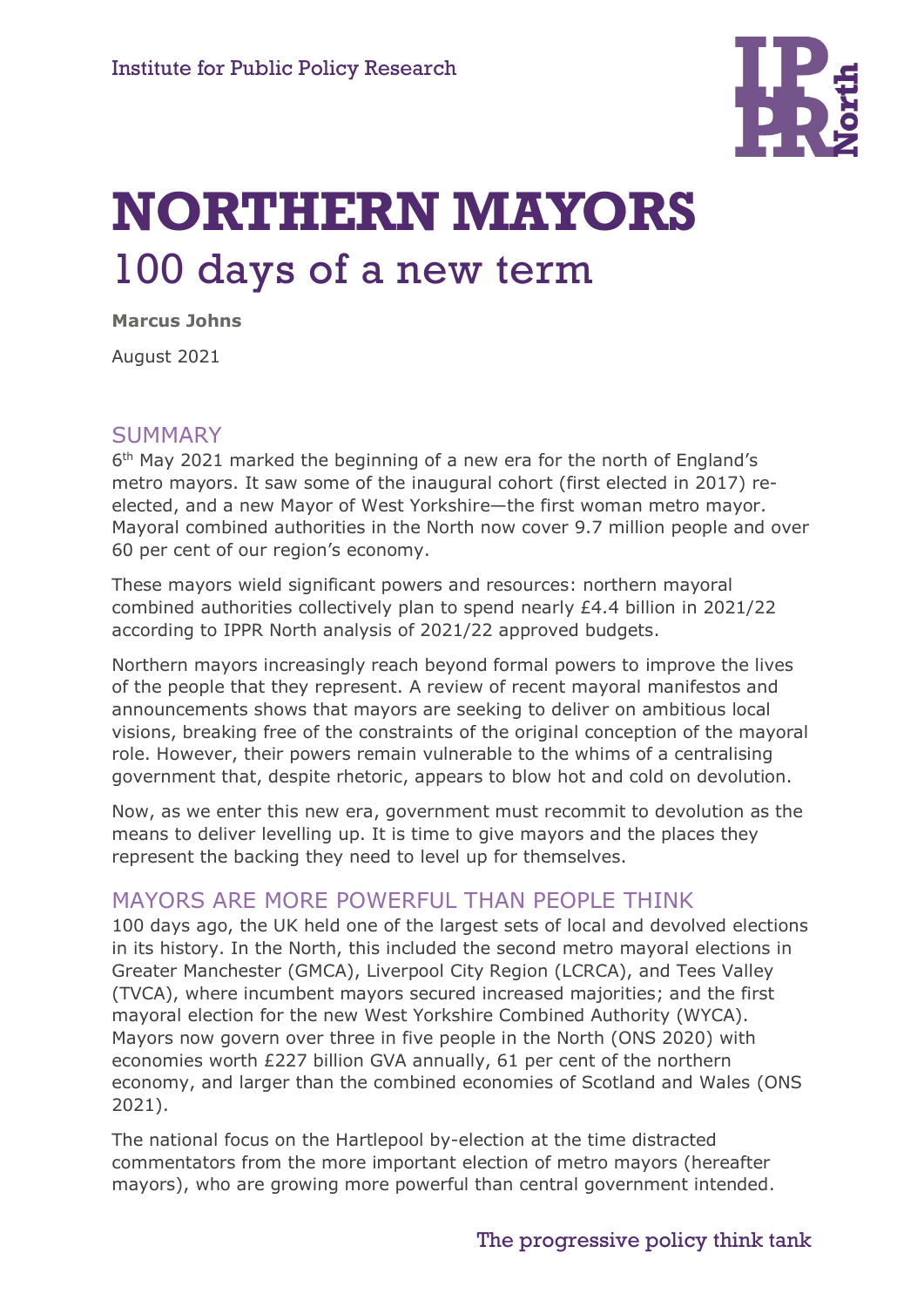Institute for Public Policy Research

# NORTHERN MAYORS
## 100 days of a new term

**Marcus Johns**

August 2021

## SUMMARY

6th May 2021 marked the beginning of a new era for the north of England's metro mayors. It saw some of the inaugural cohort (first elected in 2017) re-elected, and a new Mayor of West Yorkshire—the first woman metro mayor. Mayoral combined authorities in the North now cover 9.7 million people and over 60 per cent of our region's economy.

These mayors wield significant powers and resources: northern mayoral combined authorities collectively plan to spend nearly £4.4 billion in 2021/22 according to IPPR North analysis of 2021/22 approved budgets.

Northern mayors increasingly reach beyond formal powers to improve the lives of the people that they represent. A review of recent mayoral manifestos and announcements shows that mayors are seeking to deliver on ambitious local visions, breaking free of the constraints of the original conception of the mayoral role. However, their powers remain vulnerable to the whims of a centralising government that, despite rhetoric, appears to blow hot and cold on devolution.

Now, as we enter this new era, government must recommit to devolution as the means to deliver levelling up. It is time to give mayors and the places they represent the backing they need to level up for themselves.

## MAYORS ARE MORE POWERFUL THAN PEOPLE THINK

100 days ago, the UK held one of the largest sets of local and devolved elections in its history. In the North, this included the second metro mayoral elections in Greater Manchester (GMCA), Liverpool City Region (LCRCA), and Tees Valley (TVCA), where incumbent mayors secured increased majorities; and the first mayoral election for the new West Yorkshire Combined Authority (WYCA). Mayors now govern over three in five people in the North (ONS 2020) with economies worth £227 billion GVA annually, 61 per cent of the northern economy, and larger than the combined economies of Scotland and Wales (ONS 2021).

The national focus on the Hartlepool by-election at the time distracted commentators from the more important election of metro mayors (hereafter mayors), who are growing more powerful than central government intended.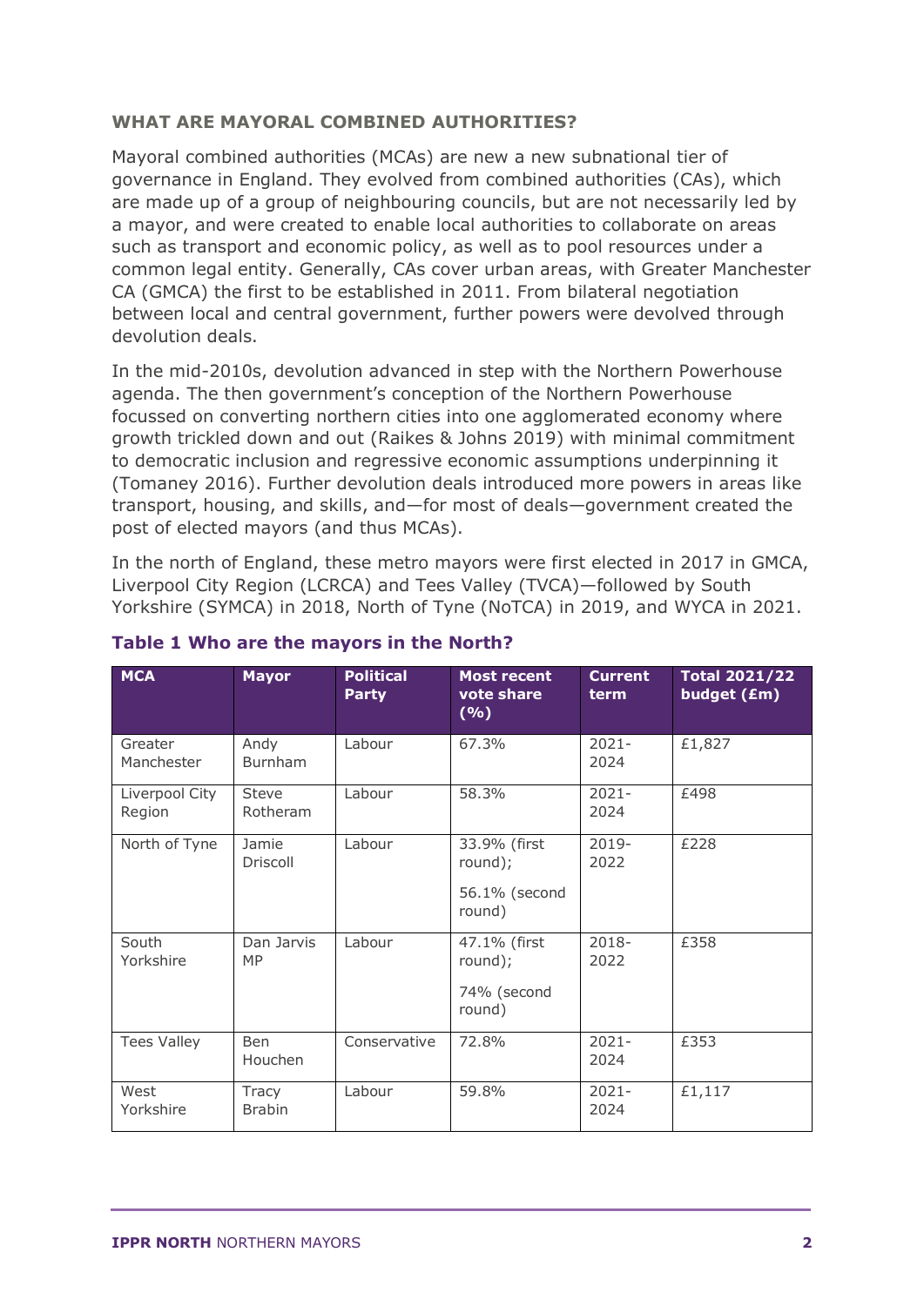## WHAT ARE MAYORAL COMBINED AUTHORITIES?

Mayoral combined authorities (MCAs) are new a new subnational tier of governance in England. They evolved from combined authorities (CAs), which are made up of a group of neighbouring councils, but are not necessarily led by a mayor, and were created to enable local authorities to collaborate on areas such as transport and economic policy, as well as to pool resources under a common legal entity. Generally, CAs cover urban areas, with Greater Manchester CA (GMCA) the first to be established in 2011. From bilateral negotiation between local and central government, further powers were devolved through devolution deals.

In the mid-2010s, devolution advanced in step with the Northern Powerhouse agenda. The then government's conception of the Northern Powerhouse focussed on converting northern cities into one agglomerated economy where growth trickled down and out (Raikes & Johns 2019) with minimal commitment to democratic inclusion and regressive economic assumptions underpinning it (Tomaney 2016). Further devolution deals introduced more powers in areas like transport, housing, and skills, and—for most of deals—government created the post of elected mayors (and thus MCAs).

In the north of England, these metro mayors were first elected in 2017 in GMCA, Liverpool City Region (LCRCA) and Tees Valley (TVCA)—followed by South Yorkshire (SYMCA) in 2018, North of Tyne (NoTCA) in 2019, and WYCA in 2021.

**Table 1 Who are the mayors in the North?**

| MCA | Mayor | Political Party | Most recent vote share (%) | Current term | Total 2021/22 budget (£m) |
|---|---|---|---|---|---|
| Greater Manchester | Andy Burnham | Labour | 67.3% | 2021-2024 | £1,827 |
| Liverpool City Region | Steve Rotheram | Labour | 58.3% | 2021-2024 | £498 |
| North of Tyne | Jamie Driscoll | Labour | 33.9% (first round); 56.1% (second round) | 2019-2022 | £228 |
| South Yorkshire | Dan Jarvis MP | Labour | 47.1% (first round); 74% (second round) | 2018-2022 | £358 |
| Tees Valley | Ben Houchen | Conservative | 72.8% | 2021-2024 | £353 |
| West Yorkshire | Tracy Brabin | Labour | 59.8% | 2021-2024 | £1,117 |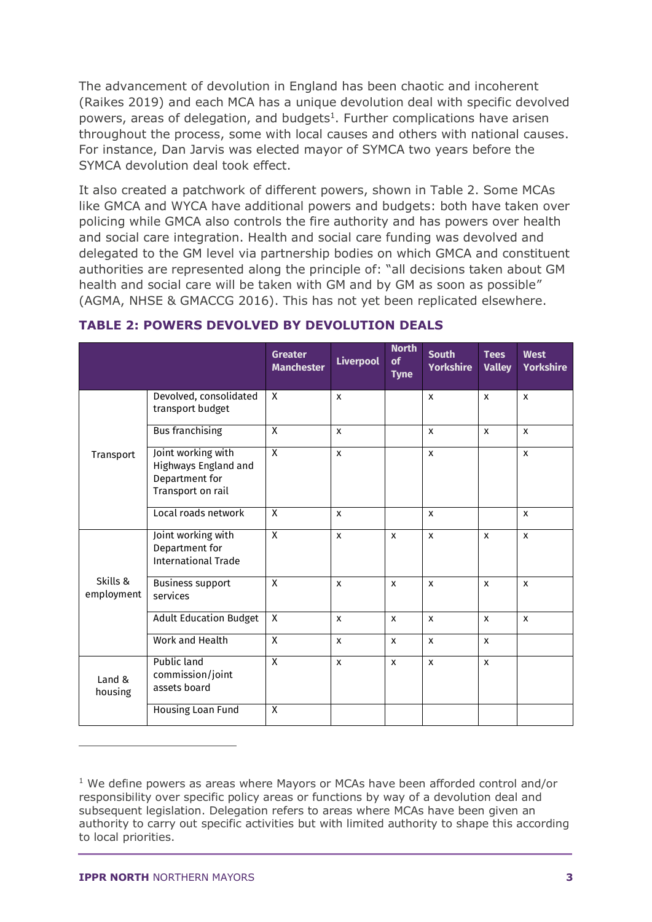The advancement of devolution in England has been chaotic and incoherent (Raikes 2019) and each MCA has a unique devolution deal with specific devolved powers, areas of delegation, and budgets[1]. Further complications have arisen throughout the process, some with local causes and others with national causes. For instance, Dan Jarvis was elected mayor of SYMCA two years before the SYMCA devolution deal took effect.

It also created a patchwork of different powers, shown in Table 2. Some MCAs like GMCA and WYCA have additional powers and budgets: both have taken over policing while GMCA also controls the fire authority and has powers over health and social care integration. Health and social care funding was devolved and delegated to the GM level via partnership bodies on which GMCA and constituent authorities are represented along the principle of: "all decisions taken about GM health and social care will be taken with GM and by GM as soon as possible" (AGMA, NHSE & GMACCG 2016). This has not yet been replicated elsewhere.

### TABLE 2: POWERS DEVOLVED BY DEVOLUTION DEALS

| | | Greater Manchester | Liverpool | North of Tyne | South Yorkshire | Tees Valley | West Yorkshire |
|---|---|---|---|---|---|---|---|
| Transport | Devolved, consolidated transport budget | X | x | | x | x | x |
| | Bus franchising | X | x | | x | x | x |
| | Joint working with Highways England and Department for Transport on rail | X | x | | x | | x |
| | Local roads network | X | x | | x | | x |
| Skills & employment | Joint working with Department for International Trade | X | x | x | x | x | x |
| | Business support services | X | x | x | x | x | x |
| | Adult Education Budget | X | x | x | x | x | x |
| | Work and Health | X | x | x | x | x | |
| Land & housing | Public land commission/joint assets board | X | x | x | x | x | |
| | Housing Loan Fund | X | | | | | |

[1] We define powers as areas where Mayors or MCAs have been afforded control and/or responsibility over specific policy areas or functions by way of a devolution deal and subsequent legislation. Delegation refers to areas where MCAs have been given an authority to carry out specific activities but with limited authority to shape this according to local priorities.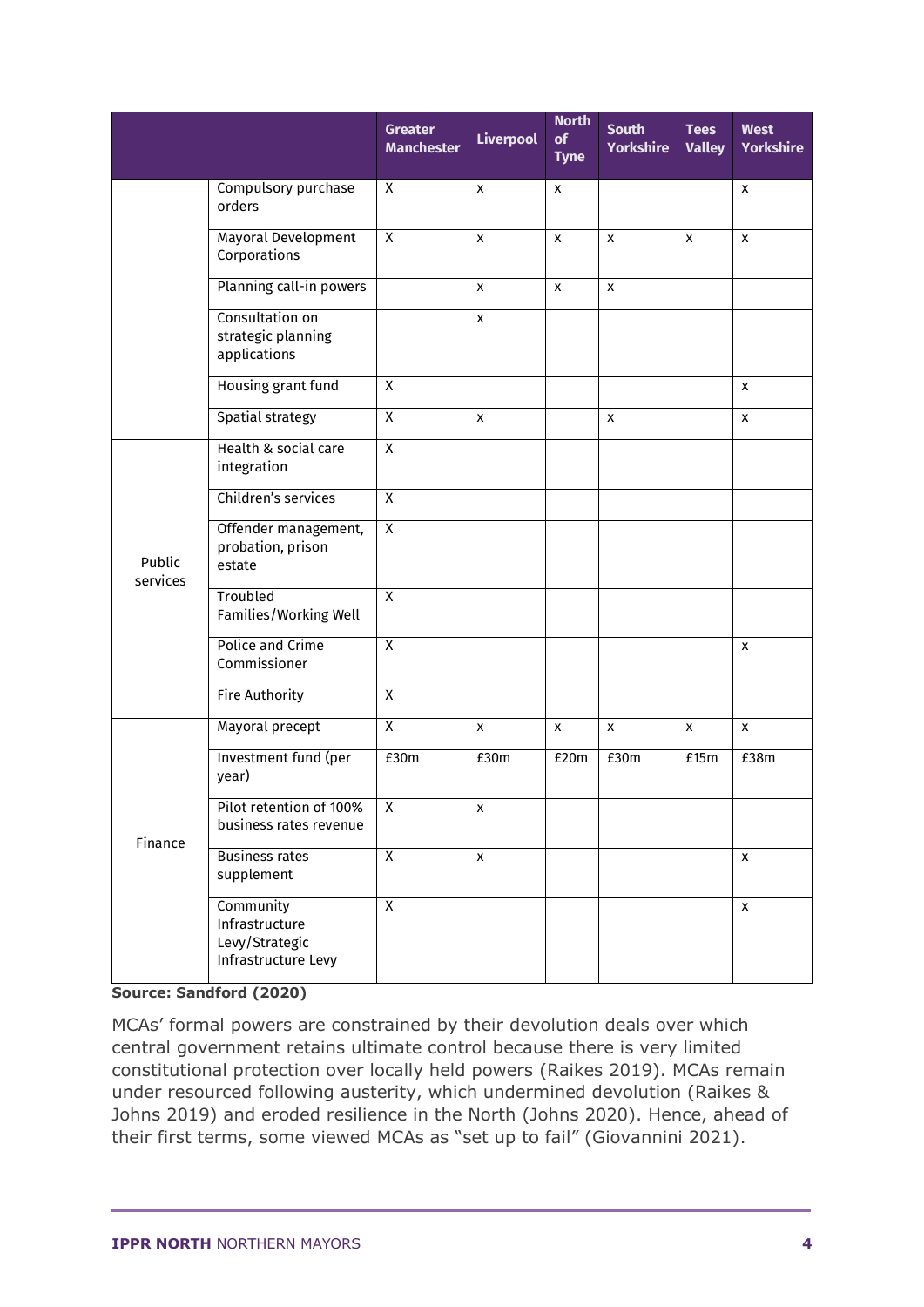| | | Greater Manchester | Liverpool | North of Tyne | South Yorkshire | Tees Valley | West Yorkshire |
|---|---|---|---|---|---|---|---|
| | Compulsory purchase orders | X | x | x | | | x |
| | Mayoral Development Corporations | X | x | x | x | x | x |
| | Planning call-in powers | | x | x | x | | |
| | Consultation on strategic planning applications | | x | | | | |
| | Housing grant fund | X | | | | | x |
| | Spatial strategy | X | x | | x | | x |
| Public services | Health & social care integration | X | | | | | |
| | Children's services | X | | | | | |
| | Offender management, probation, prison estate | X | | | | | |
| | Troubled Families/Working Well | X | | | | | |
| | Police and Crime Commissioner | X | | | | | x |
| | Fire Authority | X | | | | | |
| Finance | Mayoral precept | X | x | x | x | x | x |
| | Investment fund (per year) | £30m | £30m | £20m | £30m | £15m | £38m |
| | Pilot retention of 100% business rates revenue | X | x | | | | |
| | Business rates supplement | X | x | | | | x |
| | Community Infrastructure Levy/Strategic Infrastructure Levy | X | | | | | x |

**Source: Sandford (2020)**

MCAs' formal powers are constrained by their devolution deals over which central government retains ultimate control because there is very limited constitutional protection over locally held powers (Raikes 2019). MCAs remain under resourced following austerity, which undermined devolution (Raikes & Johns 2019) and eroded resilience in the North (Johns 2020). Hence, ahead of their first terms, some viewed MCAs as "set up to fail" (Giovannini 2021).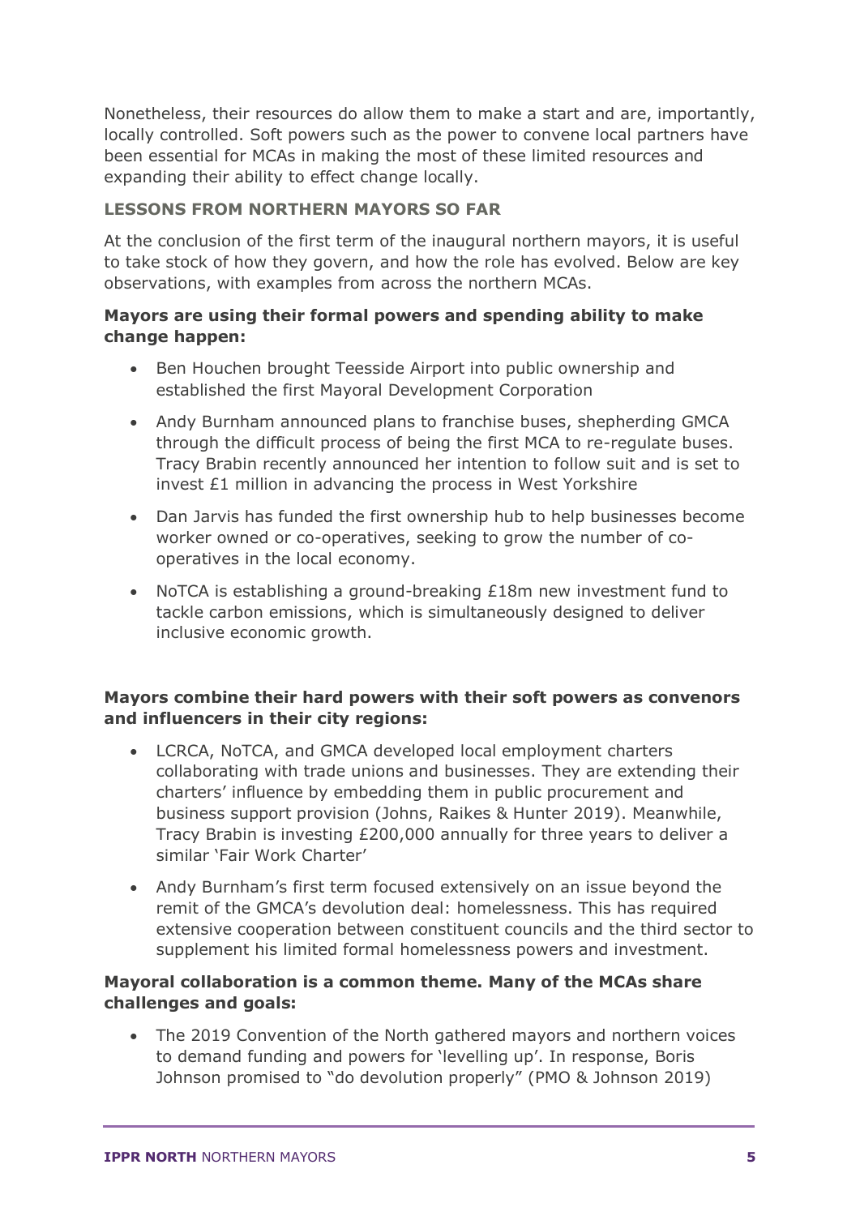Nonetheless, their resources do allow them to make a start and are, importantly, locally controlled. Soft powers such as the power to convene local partners have been essential for MCAs in making the most of these limited resources and expanding their ability to effect change locally.

### LESSONS FROM NORTHERN MAYORS SO FAR

At the conclusion of the first term of the inaugural northern mayors, it is useful to take stock of how they govern, and how the role has evolved. Below are key observations, with examples from across the northern MCAs.

**Mayors are using their formal powers and spending ability to make change happen:**

- Ben Houchen brought Teesside Airport into public ownership and established the first Mayoral Development Corporation
- Andy Burnham announced plans to franchise buses, shepherding GMCA through the difficult process of being the first MCA to re-regulate buses. Tracy Brabin recently announced her intention to follow suit and is set to invest £1 million in advancing the process in West Yorkshire
- Dan Jarvis has funded the first ownership hub to help businesses become worker owned or co-operatives, seeking to grow the number of co-operatives in the local economy.
- NoTCA is establishing a ground-breaking £18m new investment fund to tackle carbon emissions, which is simultaneously designed to deliver inclusive economic growth.

**Mayors combine their hard powers with their soft powers as convenors and influencers in their city regions:**

- LCRCA, NoTCA, and GMCA developed local employment charters collaborating with trade unions and businesses. They are extending their charters' influence by embedding them in public procurement and business support provision (Johns, Raikes & Hunter 2019). Meanwhile, Tracy Brabin is investing £200,000 annually for three years to deliver a similar 'Fair Work Charter'
- Andy Burnham's first term focused extensively on an issue beyond the remit of the GMCA's devolution deal: homelessness. This has required extensive cooperation between constituent councils and the third sector to supplement his limited formal homelessness powers and investment.

**Mayoral collaboration is a common theme. Many of the MCAs share challenges and goals:**

- The 2019 Convention of the North gathered mayors and northern voices to demand funding and powers for 'levelling up'. In response, Boris Johnson promised to "do devolution properly" (PMO & Johnson 2019)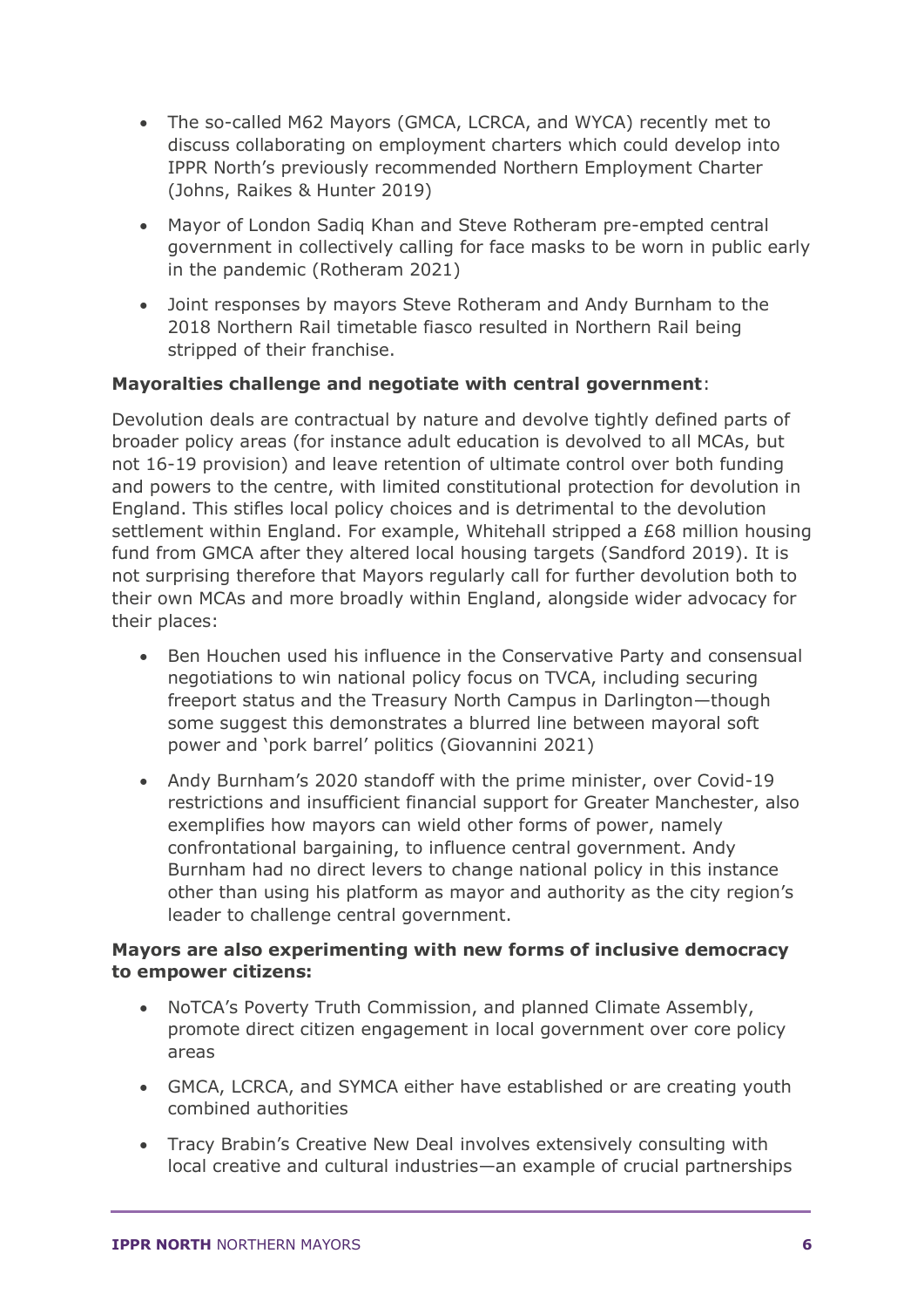- The so-called M62 Mayors (GMCA, LCRCA, and WYCA) recently met to discuss collaborating on employment charters which could develop into IPPR North's previously recommended Northern Employment Charter (Johns, Raikes & Hunter 2019)
- Mayor of London Sadiq Khan and Steve Rotheram pre-empted central government in collectively calling for face masks to be worn in public early in the pandemic (Rotheram 2021)
- Joint responses by mayors Steve Rotheram and Andy Burnham to the 2018 Northern Rail timetable fiasco resulted in Northern Rail being stripped of their franchise.

**Mayoralties challenge and negotiate with central government**:

Devolution deals are contractual by nature and devolve tightly defined parts of broader policy areas (for instance adult education is devolved to all MCAs, but not 16-19 provision) and leave retention of ultimate control over both funding and powers to the centre, with limited constitutional protection for devolution in England. This stifles local policy choices and is detrimental to the devolution settlement within England. For example, Whitehall stripped a £68 million housing fund from GMCA after they altered local housing targets (Sandford 2019). It is not surprising therefore that Mayors regularly call for further devolution both to their own MCAs and more broadly within England, alongside wider advocacy for their places:

- Ben Houchen used his influence in the Conservative Party and consensual negotiations to win national policy focus on TVCA, including securing freeport status and the Treasury North Campus in Darlington—though some suggest this demonstrates a blurred line between mayoral soft power and 'pork barrel' politics (Giovannini 2021)
- Andy Burnham's 2020 standoff with the prime minister, over Covid-19 restrictions and insufficient financial support for Greater Manchester, also exemplifies how mayors can wield other forms of power, namely confrontational bargaining, to influence central government. Andy Burnham had no direct levers to change national policy in this instance other than using his platform as mayor and authority as the city region's leader to challenge central government.

**Mayors are also experimenting with new forms of inclusive democracy to empower citizens:**

- NoTCA's Poverty Truth Commission, and planned Climate Assembly, promote direct citizen engagement in local government over core policy areas
- GMCA, LCRCA, and SYMCA either have established or are creating youth combined authorities
- Tracy Brabin's Creative New Deal involves extensively consulting with local creative and cultural industries—an example of crucial partnerships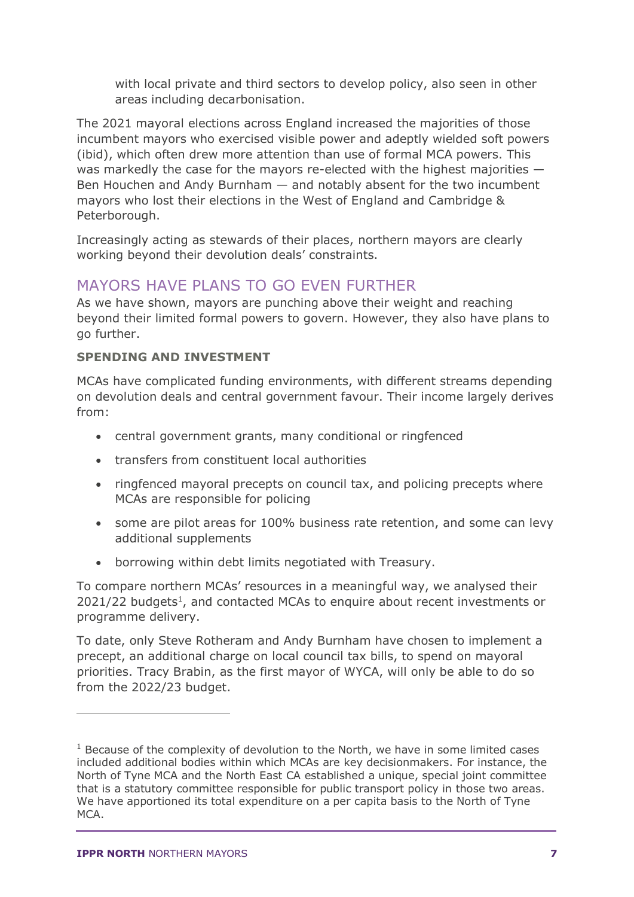with local private and third sectors to develop policy, also seen in other areas including decarbonisation.

The 2021 mayoral elections across England increased the majorities of those incumbent mayors who exercised visible power and adeptly wielded soft powers (ibid), which often drew more attention than use of formal MCA powers. This was markedly the case for the mayors re-elected with the highest majorities — Ben Houchen and Andy Burnham — and notably absent for the two incumbent mayors who lost their elections in the West of England and Cambridge & Peterborough.

Increasingly acting as stewards of their places, northern mayors are clearly working beyond their devolution deals' constraints.

## MAYORS HAVE PLANS TO GO EVEN FURTHER

As we have shown, mayors are punching above their weight and reaching beyond their limited formal powers to govern. However, they also have plans to go further.

### SPENDING AND INVESTMENT

MCAs have complicated funding environments, with different streams depending on devolution deals and central government favour. Their income largely derives from:

- central government grants, many conditional or ringfenced
- transfers from constituent local authorities
- ringfenced mayoral precepts on council tax, and policing precepts where MCAs are responsible for policing
- some are pilot areas for 100% business rate retention, and some can levy additional supplements
- borrowing within debt limits negotiated with Treasury.

To compare northern MCAs' resources in a meaningful way, we analysed their 2021/22 budgets[1], and contacted MCAs to enquire about recent investments or programme delivery.

To date, only Steve Rotheram and Andy Burnham have chosen to implement a precept, an additional charge on local council tax bills, to spend on mayoral priorities. Tracy Brabin, as the first mayor of WYCA, will only be able to do so from the 2022/23 budget.

---

[1] Because of the complexity of devolution to the North, we have in some limited cases included additional bodies within which MCAs are key decisionmakers. For instance, the North of Tyne MCA and the North East CA established a unique, special joint committee that is a statutory committee responsible for public transport policy in those two areas. We have apportioned its total expenditure on a per capita basis to the North of Tyne MCA.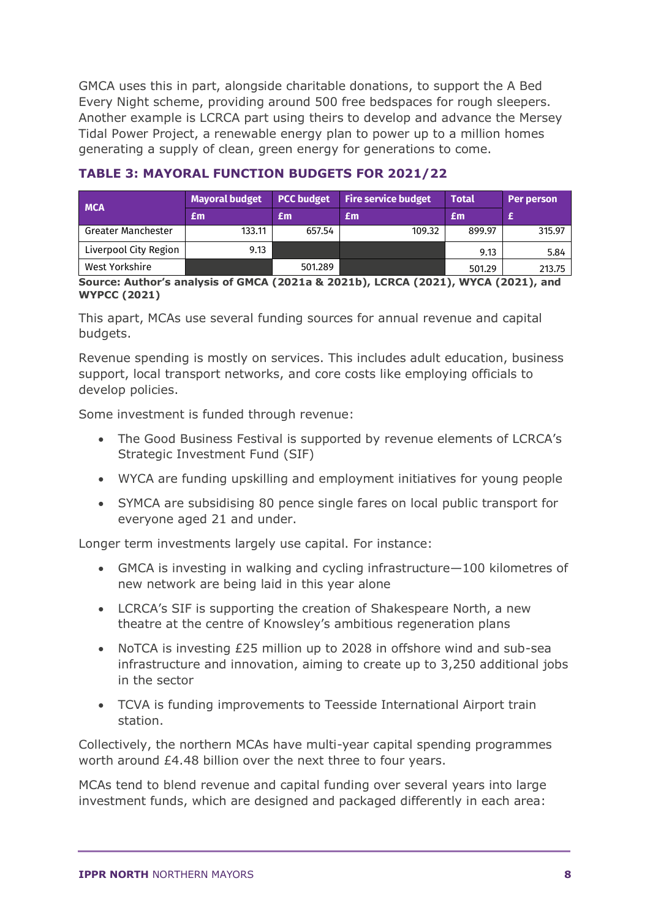GMCA uses this in part, alongside charitable donations, to support the A Bed Every Night scheme, providing around 500 free bedspaces for rough sleepers. Another example is LCRCA part using theirs to develop and advance the Mersey Tidal Power Project, a renewable energy plan to power up to a million homes generating a supply of clean, green energy for generations to come.

### TABLE 3: MAYORAL FUNCTION BUDGETS FOR 2021/22

| MCA | Mayoral budget | PCC budget | Fire service budget | Total | Per person |
|---|---|---|---|---|---|
| | £m | £m | £m | £m | £ |
| Greater Manchester | 133.11 | 657.54 | 109.32 | 899.97 | 315.97 |
| Liverpool City Region | 9.13 | | | 9.13 | 5.84 |
| West Yorkshire | | 501.289 | | 501.29 | 213.75 |

**Source: Author's analysis of GMCA (2021a & 2021b), LCRCA (2021), WYCA (2021), and WYPCC (2021)**

This apart, MCAs use several funding sources for annual revenue and capital budgets.

Revenue spending is mostly on services. This includes adult education, business support, local transport networks, and core costs like employing officials to develop policies.

Some investment is funded through revenue:

- The Good Business Festival is supported by revenue elements of LCRCA's Strategic Investment Fund (SIF)
- WYCA are funding upskilling and employment initiatives for young people
- SYMCA are subsidising 80 pence single fares on local public transport for everyone aged 21 and under.

Longer term investments largely use capital. For instance:

- GMCA is investing in walking and cycling infrastructure—100 kilometres of new network are being laid in this year alone
- LCRCA's SIF is supporting the creation of Shakespeare North, a new theatre at the centre of Knowsley's ambitious regeneration plans
- NoTCA is investing £25 million up to 2028 in offshore wind and sub-sea infrastructure and innovation, aiming to create up to 3,250 additional jobs in the sector
- TCVA is funding improvements to Teesside International Airport train station.

Collectively, the northern MCAs have multi-year capital spending programmes worth around £4.48 billion over the next three to four years.

MCAs tend to blend revenue and capital funding over several years into large investment funds, which are designed and packaged differently in each area: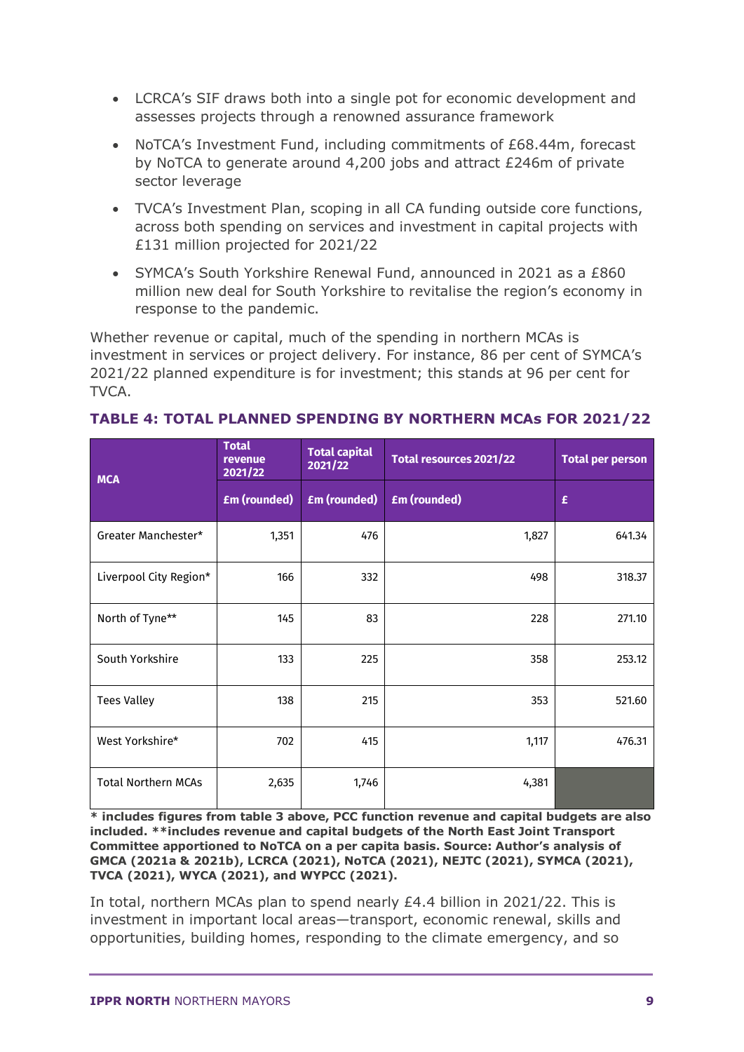- LCRCA's SIF draws both into a single pot for economic development and assesses projects through a renowned assurance framework
- NoTCA's Investment Fund, including commitments of £68.44m, forecast by NoTCA to generate around 4,200 jobs and attract £246m of private sector leverage
- TVCA's Investment Plan, scoping in all CA funding outside core functions, across both spending on services and investment in capital projects with £131 million projected for 2021/22
- SYMCA's South Yorkshire Renewal Fund, announced in 2021 as a £860 million new deal for South Yorkshire to revitalise the region's economy in response to the pandemic.

Whether revenue or capital, much of the spending in northern MCAs is investment in services or project delivery. For instance, 86 per cent of SYMCA's 2021/22 planned expenditure is for investment; this stands at 96 per cent for TVCA.

**TABLE 4: TOTAL PLANNED SPENDING BY NORTHERN MCAs FOR 2021/22**

| MCA | Total revenue 2021/22 | Total capital 2021/22 | Total resources 2021/22 | Total per person |
|---|---|---|---|---|
| | £m (rounded) | £m (rounded) | £m (rounded) | £ |
| Greater Manchester* | 1,351 | 476 | 1,827 | 641.34 |
| Liverpool City Region* | 166 | 332 | 498 | 318.37 |
| North of Tyne** | 145 | 83 | 228 | 271.10 |
| South Yorkshire | 133 | 225 | 358 | 253.12 |
| Tees Valley | 138 | 215 | 353 | 521.60 |
| West Yorkshire* | 702 | 415 | 1,117 | 476.31 |
| Total Northern MCAs | 2,635 | 1,746 | 4,381 | |

**\* includes figures from table 3 above, PCC function revenue and capital budgets are also included. \*\*includes revenue and capital budgets of the North East Joint Transport Committee apportioned to NoTCA on a per capita basis. Source: Author's analysis of GMCA (2021a & 2021b), LCRCA (2021), NoTCA (2021), NEJTC (2021), SYMCA (2021), TVCA (2021), WYCA (2021), and WYPCC (2021).**

In total, northern MCAs plan to spend nearly £4.4 billion in 2021/22. This is investment in important local areas—transport, economic renewal, skills and opportunities, building homes, responding to the climate emergency, and so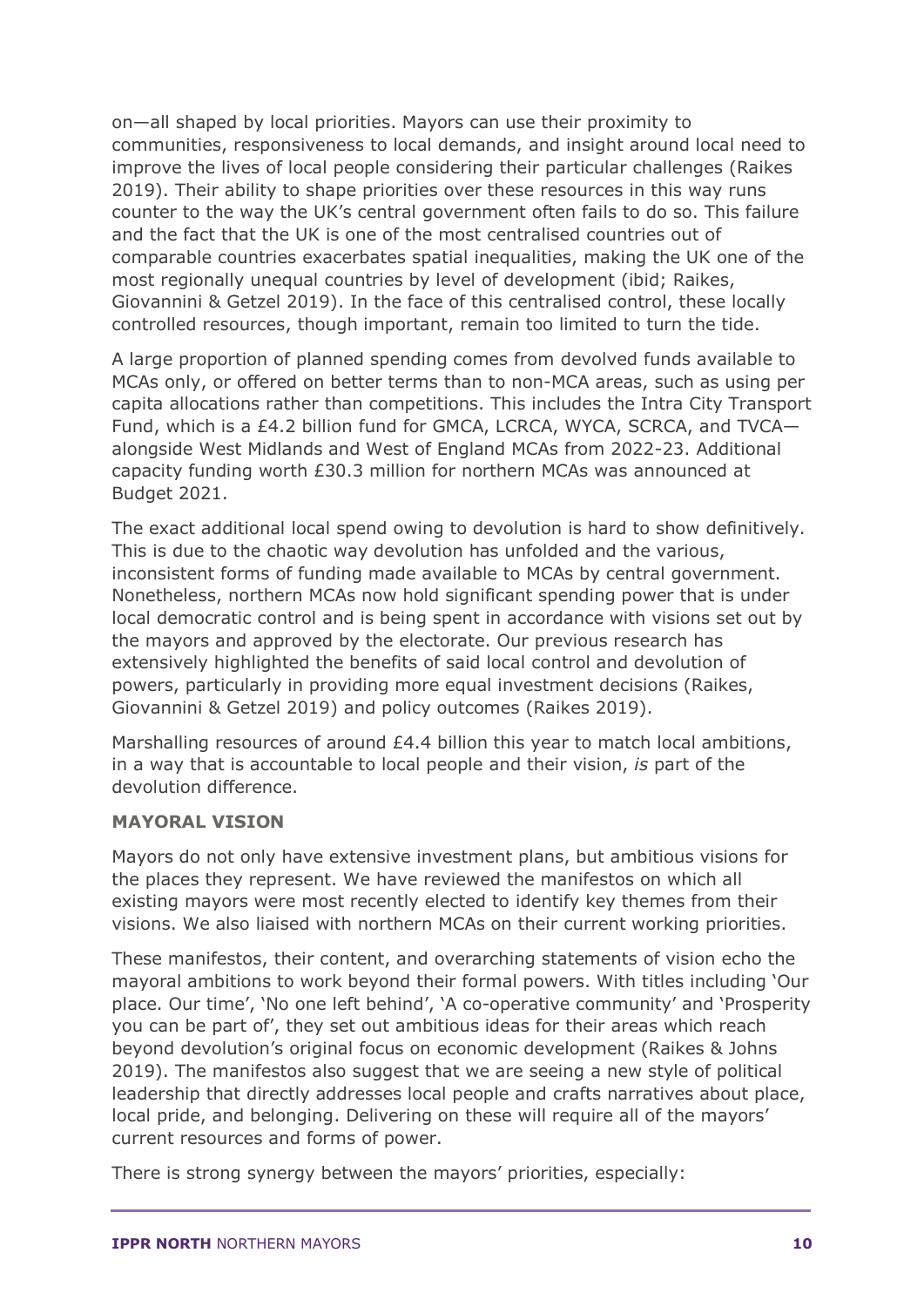on—all shaped by local priorities. Mayors can use their proximity to communities, responsiveness to local demands, and insight around local need to improve the lives of local people considering their particular challenges (Raikes 2019). Their ability to shape priorities over these resources in this way runs counter to the way the UK's central government often fails to do so. This failure and the fact that the UK is one of the most centralised countries out of comparable countries exacerbates spatial inequalities, making the UK one of the most regionally unequal countries by level of development (ibid; Raikes, Giovannini & Getzel 2019). In the face of this centralised control, these locally controlled resources, though important, remain too limited to turn the tide.

A large proportion of planned spending comes from devolved funds available to MCAs only, or offered on better terms than to non-MCA areas, such as using per capita allocations rather than competitions. This includes the Intra City Transport Fund, which is a £4.2 billion fund for GMCA, LCRCA, WYCA, SCRCA, and TVCA—alongside West Midlands and West of England MCAs from 2022-23. Additional capacity funding worth £30.3 million for northern MCAs was announced at Budget 2021.

The exact additional local spend owing to devolution is hard to show definitively. This is due to the chaotic way devolution has unfolded and the various, inconsistent forms of funding made available to MCAs by central government. Nonetheless, northern MCAs now hold significant spending power that is under local democratic control and is being spent in accordance with visions set out by the mayors and approved by the electorate. Our previous research has extensively highlighted the benefits of said local control and devolution of powers, particularly in providing more equal investment decisions (Raikes, Giovannini & Getzel 2019) and policy outcomes (Raikes 2019).

Marshalling resources of around £4.4 billion this year to match local ambitions, in a way that is accountable to local people and their vision, *is* part of the devolution difference.

### MAYORAL VISION

Mayors do not only have extensive investment plans, but ambitious visions for the places they represent. We have reviewed the manifestos on which all existing mayors were most recently elected to identify key themes from their visions. We also liaised with northern MCAs on their current working priorities.

These manifestos, their content, and overarching statements of vision echo the mayoral ambitions to work beyond their formal powers. With titles including 'Our place. Our time', 'No one left behind', 'A co-operative community' and 'Prosperity you can be part of', they set out ambitious ideas for their areas which reach beyond devolution's original focus on economic development (Raikes & Johns 2019). The manifestos also suggest that we are seeing a new style of political leadership that directly addresses local people and crafts narratives about place, local pride, and belonging. Delivering on these will require all of the mayors' current resources and forms of power.

There is strong synergy between the mayors' priorities, especially: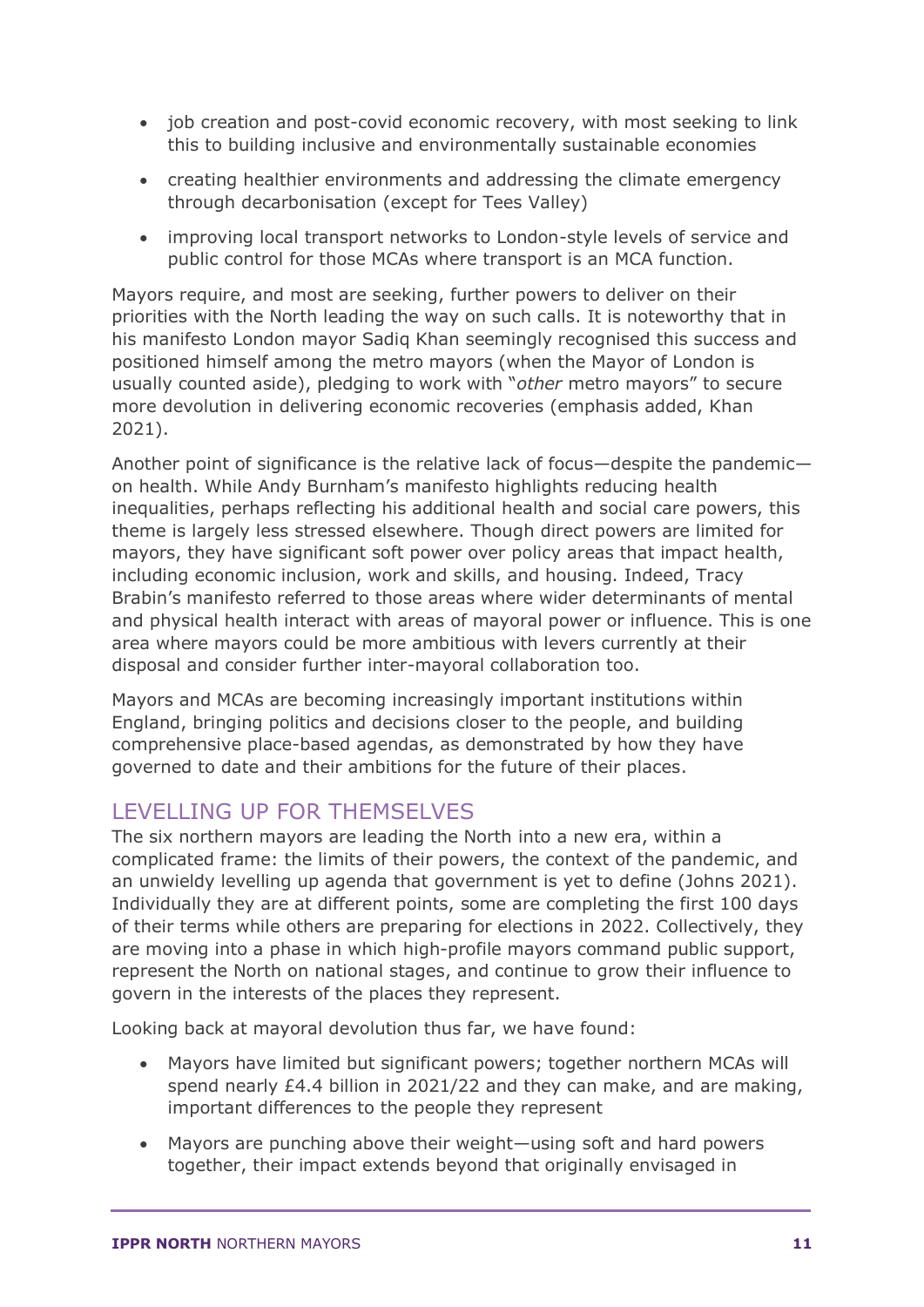- job creation and post-covid economic recovery, with most seeking to link this to building inclusive and environmentally sustainable economies
- creating healthier environments and addressing the climate emergency through decarbonisation (except for Tees Valley)
- improving local transport networks to London-style levels of service and public control for those MCAs where transport is an MCA function.

Mayors require, and most are seeking, further powers to deliver on their priorities with the North leading the way on such calls. It is noteworthy that in his manifesto London mayor Sadiq Khan seemingly recognised this success and positioned himself among the metro mayors (when the Mayor of London is usually counted aside), pledging to work with "*other* metro mayors" to secure more devolution in delivering economic recoveries (emphasis added, Khan 2021).

Another point of significance is the relative lack of focus—despite the pandemic—on health. While Andy Burnham's manifesto highlights reducing health inequalities, perhaps reflecting his additional health and social care powers, this theme is largely less stressed elsewhere. Though direct powers are limited for mayors, they have significant soft power over policy areas that impact health, including economic inclusion, work and skills, and housing. Indeed, Tracy Brabin's manifesto referred to those areas where wider determinants of mental and physical health interact with areas of mayoral power or influence. This is one area where mayors could be more ambitious with levers currently at their disposal and consider further inter-mayoral collaboration too.

Mayors and MCAs are becoming increasingly important institutions within England, bringing politics and decisions closer to the people, and building comprehensive place-based agendas, as demonstrated by how they have governed to date and their ambitions for the future of their places.

## LEVELLING UP FOR THEMSELVES

The six northern mayors are leading the North into a new era, within a complicated frame: the limits of their powers, the context of the pandemic, and an unwieldy levelling up agenda that government is yet to define (Johns 2021). Individually they are at different points, some are completing the first 100 days of their terms while others are preparing for elections in 2022. Collectively, they are moving into a phase in which high-profile mayors command public support, represent the North on national stages, and continue to grow their influence to govern in the interests of the places they represent.

Looking back at mayoral devolution thus far, we have found:

- Mayors have limited but significant powers; together northern MCAs will spend nearly £4.4 billion in 2021/22 and they can make, and are making, important differences to the people they represent
- Mayors are punching above their weight—using soft and hard powers together, their impact extends beyond that originally envisaged in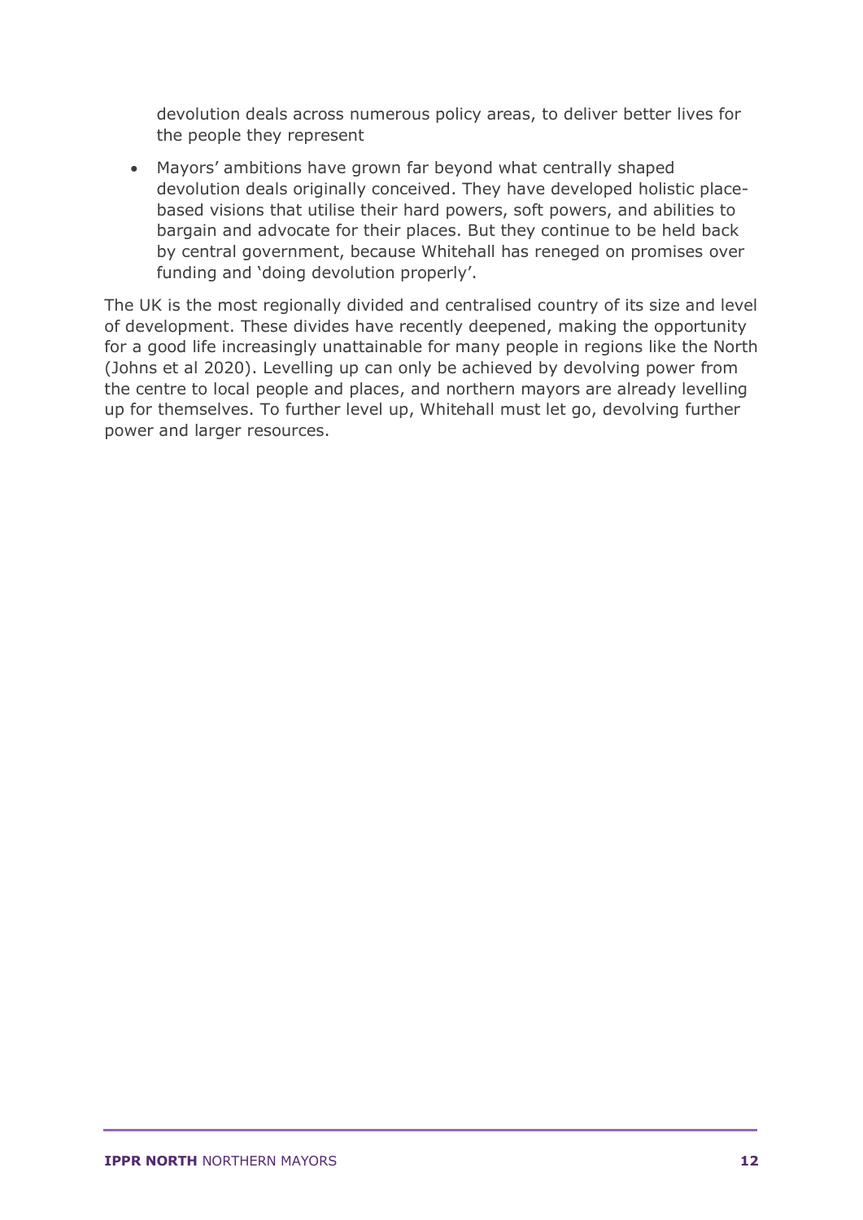devolution deals across numerous policy areas, to deliver better lives for the people they represent

- Mayors' ambitions have grown far beyond what centrally shaped devolution deals originally conceived. They have developed holistic place-based visions that utilise their hard powers, soft powers, and abilities to bargain and advocate for their places. But they continue to be held back by central government, because Whitehall has reneged on promises over funding and 'doing devolution properly'.

The UK is the most regionally divided and centralised country of its size and level of development. These divides have recently deepened, making the opportunity for a good life increasingly unattainable for many people in regions like the North (Johns et al 2020). Levelling up can only be achieved by devolving power from the centre to local people and places, and northern mayors are already levelling up for themselves. To further level up, Whitehall must let go, devolving further power and larger resources.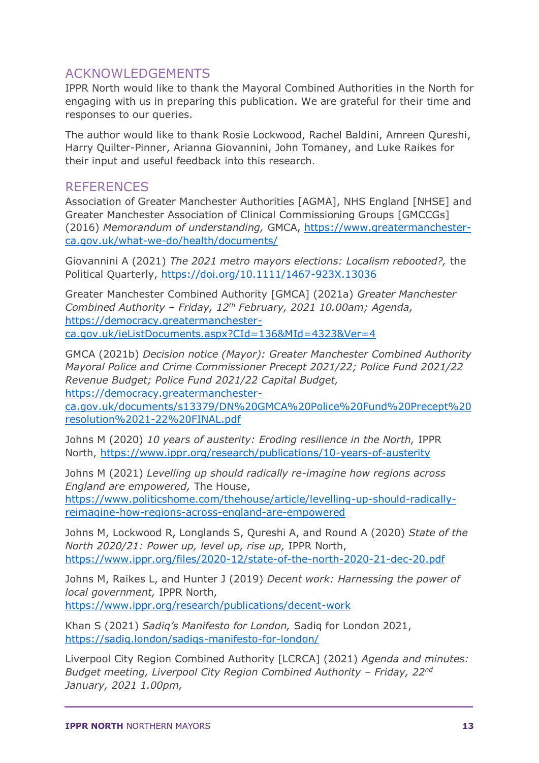## ACKNOWLEDGEMENTS

IPPR North would like to thank the Mayoral Combined Authorities in the North for engaging with us in preparing this publication. We are grateful for their time and responses to our queries.

The author would like to thank Rosie Lockwood, Rachel Baldini, Amreen Qureshi, Harry Quilter-Pinner, Arianna Giovannini, John Tomaney, and Luke Raikes for their input and useful feedback into this research.

## REFERENCES

Association of Greater Manchester Authorities [AGMA], NHS England [NHSE] and Greater Manchester Association of Clinical Commissioning Groups [GMCCGs] (2016) *Memorandum of understanding,* GMCA, https://www.greatermanchester-ca.gov.uk/what-we-do/health/documents/

Giovannini A (2021) *The 2021 metro mayors elections: Localism rebooted?,* the Political Quarterly, https://doi.org/10.1111/1467-923X.13036

Greater Manchester Combined Authority [GMCA] (2021a) *Greater Manchester Combined Authority – Friday, 12th February, 2021 10.00am; Agenda,* https://democracy.greatermanchester-ca.gov.uk/ieListDocuments.aspx?CId=136&MId=4323&Ver=4

GMCA (2021b) *Decision notice (Mayor): Greater Manchester Combined Authority Mayoral Police and Crime Commissioner Precept 2021/22; Police Fund 2021/22 Revenue Budget; Police Fund 2021/22 Capital Budget,* https://democracy.greatermanchester-ca.gov.uk/documents/s13379/DN%20GMCA%20Police%20Fund%20Precept%20resolution%2021-22%20FINAL.pdf

Johns M (2020) *10 years of austerity: Eroding resilience in the North,* IPPR North, https://www.ippr.org/research/publications/10-years-of-austerity

Johns M (2021) *Levelling up should radically re-imagine how regions across England are empowered,* The House, https://www.politicshome.com/thehouse/article/levelling-up-should-radically-reimagine-how-regions-across-england-are-empowered

Johns M, Lockwood R, Longlands S, Qureshi A, and Round A (2020) *State of the North 2020/21: Power up, level up, rise up,* IPPR North, https://www.ippr.org/files/2020-12/state-of-the-north-2020-21-dec-20.pdf

Johns M, Raikes L, and Hunter J (2019) *Decent work: Harnessing the power of local government,* IPPR North, https://www.ippr.org/research/publications/decent-work

Khan S (2021) *Sadiq's Manifesto for London,* Sadiq for London 2021, https://sadiq.london/sadiqs-manifesto-for-london/

Liverpool City Region Combined Authority [LCRCA] (2021) *Agenda and minutes: Budget meeting, Liverpool City Region Combined Authority – Friday, 22nd January, 2021 1.00pm,*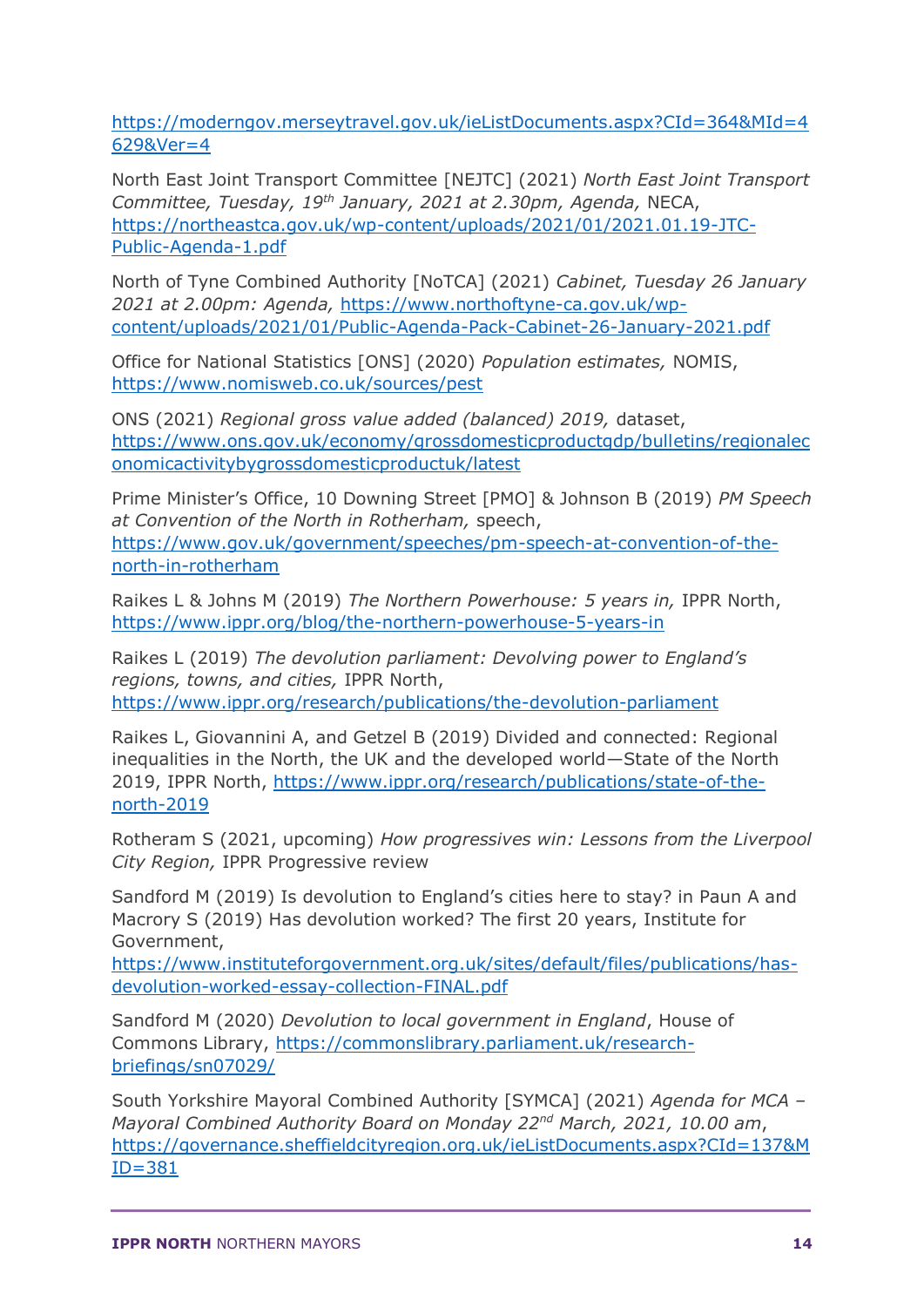https://moderngov.merseytravel.gov.uk/ieListDocuments.aspx?CId=364&MId=4629&Ver=4

North East Joint Transport Committee [NEJTC] (2021) *North East Joint Transport Committee, Tuesday, 19th January, 2021 at 2.30pm, Agenda,* NECA, https://northeastca.gov.uk/wp-content/uploads/2021/01/2021.01.19-JTC-Public-Agenda-1.pdf

North of Tyne Combined Authority [NoTCA] (2021) *Cabinet, Tuesday 26 January 2021 at 2.00pm: Agenda,* https://www.northoftyne-ca.gov.uk/wp-content/uploads/2021/01/Public-Agenda-Pack-Cabinet-26-January-2021.pdf

Office for National Statistics [ONS] (2020) *Population estimates,* NOMIS, https://www.nomisweb.co.uk/sources/pest

ONS (2021) *Regional gross value added (balanced) 2019,* dataset, https://www.ons.gov.uk/economy/grossdomesticproductgdp/bulletins/regionaleconomicactivitybygrossdomesticproductuk/latest

Prime Minister's Office, 10 Downing Street [PMO] & Johnson B (2019) *PM Speech at Convention of the North in Rotherham,* speech, https://www.gov.uk/government/speeches/pm-speech-at-convention-of-the-north-in-rotherham

Raikes L & Johns M (2019) *The Northern Powerhouse: 5 years in,* IPPR North, https://www.ippr.org/blog/the-northern-powerhouse-5-years-in

Raikes L (2019) *The devolution parliament: Devolving power to England's regions, towns, and cities,* IPPR North, https://www.ippr.org/research/publications/the-devolution-parliament

Raikes L, Giovannini A, and Getzel B (2019) Divided and connected: Regional inequalities in the North, the UK and the developed world—State of the North 2019, IPPR North, https://www.ippr.org/research/publications/state-of-the-north-2019

Rotheram S (2021, upcoming) *How progressives win: Lessons from the Liverpool City Region,* IPPR Progressive review

Sandford M (2019) Is devolution to England's cities here to stay? in Paun A and Macrory S (2019) Has devolution worked? The first 20 years, Institute for Government, https://www.instituteforgovernment.org.uk/sites/default/files/publications/has-devolution-worked-essay-collection-FINAL.pdf

Sandford M (2020) *Devolution to local government in England*, House of Commons Library, https://commonslibrary.parliament.uk/research-briefings/sn07029/

South Yorkshire Mayoral Combined Authority [SYMCA] (2021) *Agenda for MCA – Mayoral Combined Authority Board on Monday 22nd March, 2021, 10.00 am*, https://governance.sheffieldcityregion.org.uk/ieListDocuments.aspx?CId=137&MID=381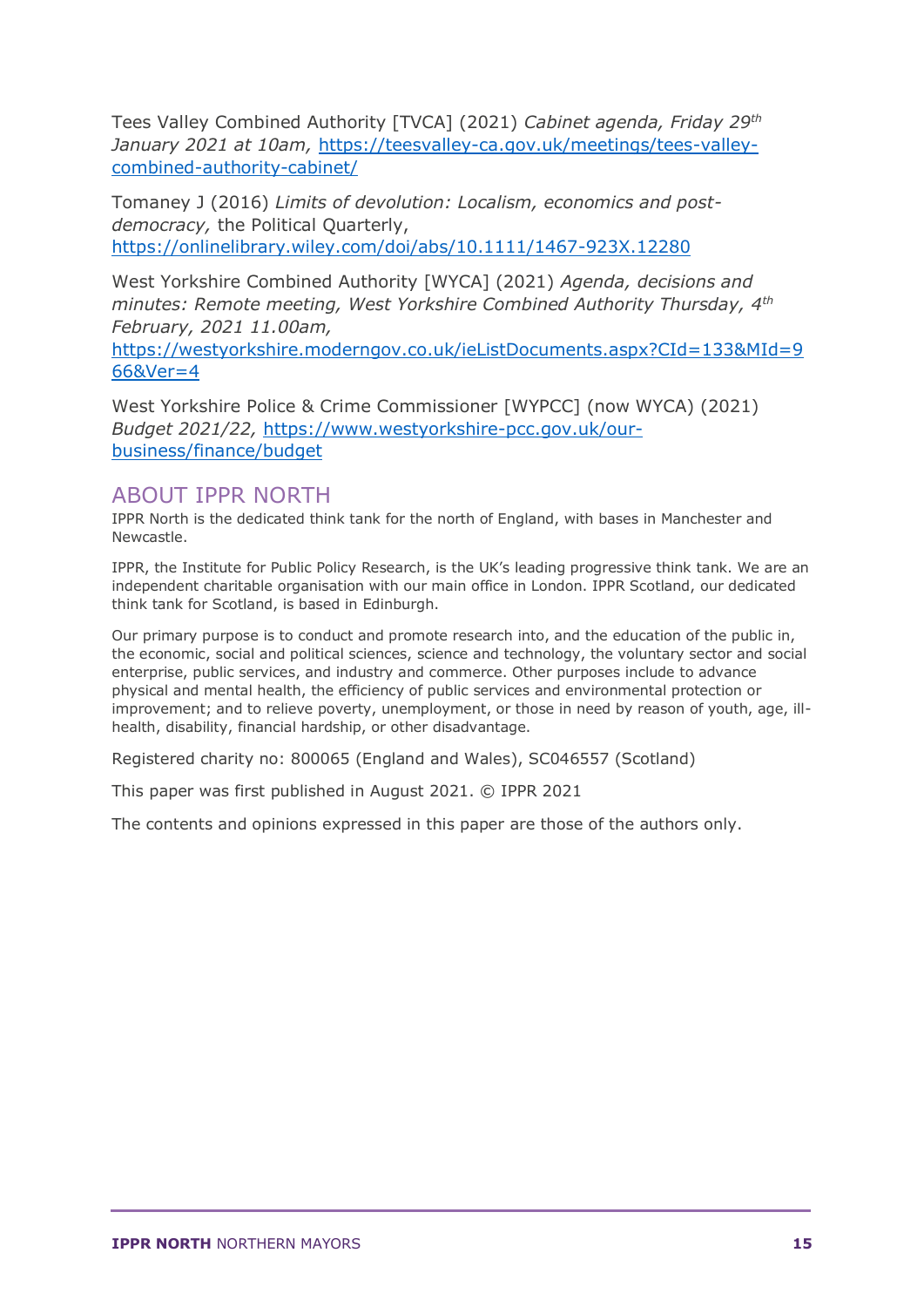Tees Valley Combined Authority [TVCA] (2021) *Cabinet agenda, Friday 29th January 2021 at 10am,* https://teesvalley-ca.gov.uk/meetings/tees-valley-combined-authority-cabinet/

Tomaney J (2016) *Limits of devolution: Localism, economics and post-democracy,* the Political Quarterly, https://onlinelibrary.wiley.com/doi/abs/10.1111/1467-923X.12280

West Yorkshire Combined Authority [WYCA] (2021) *Agenda, decisions and minutes: Remote meeting, West Yorkshire Combined Authority Thursday, 4th February, 2021 11.00am,* https://westyorkshire.moderngov.co.uk/ieListDocuments.aspx?CId=133&MId=966&Ver=4

West Yorkshire Police & Crime Commissioner [WYPCC] (now WYCA) (2021) *Budget 2021/22,* https://www.westyorkshire-pcc.gov.uk/our-business/finance/budget

## ABOUT IPPR NORTH

IPPR North is the dedicated think tank for the north of England, with bases in Manchester and Newcastle.

IPPR, the Institute for Public Policy Research, is the UK's leading progressive think tank. We are an independent charitable organisation with our main office in London. IPPR Scotland, our dedicated think tank for Scotland, is based in Edinburgh.

Our primary purpose is to conduct and promote research into, and the education of the public in, the economic, social and political sciences, science and technology, the voluntary sector and social enterprise, public services, and industry and commerce. Other purposes include to advance physical and mental health, the efficiency of public services and environmental protection or improvement; and to relieve poverty, unemployment, or those in need by reason of youth, age, ill-health, disability, financial hardship, or other disadvantage.

Registered charity no: 800065 (England and Wales), SC046557 (Scotland)

This paper was first published in August 2021. © IPPR 2021

The contents and opinions expressed in this paper are those of the authors only.